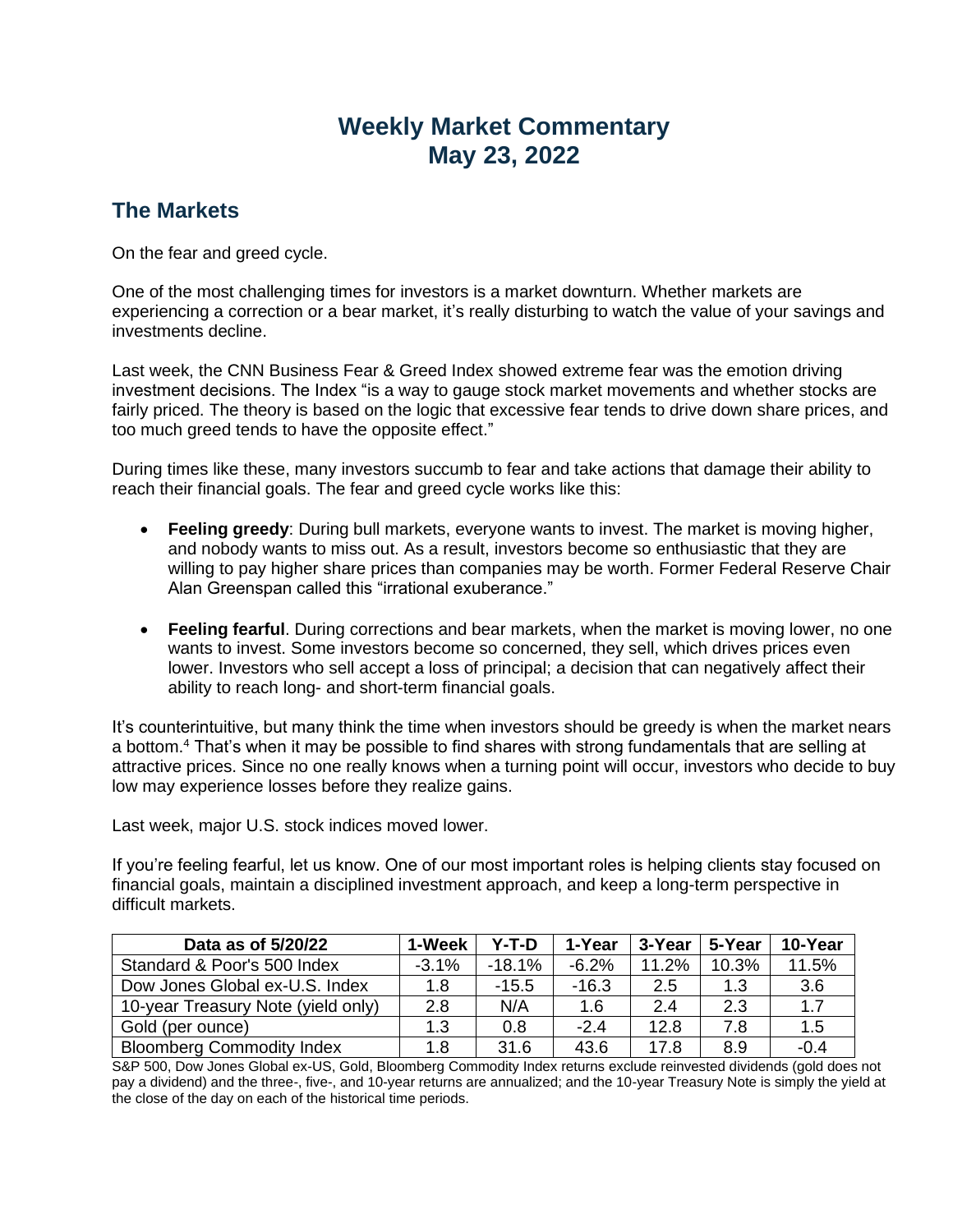# Weekly Market Commentary
# May 23, 2022

## The Markets

On the fear and greed cycle.

One of the most challenging times for investors is a market downturn. Whether markets are experiencing a correction or a bear market, it's really disturbing to watch the value of your savings and investments decline.

Last week, the CNN Business Fear & Greed Index showed extreme fear was the emotion driving investment decisions. The Index "is a way to gauge stock market movements and whether stocks are fairly priced. The theory is based on the logic that excessive fear tends to drive down share prices, and too much greed tends to have the opposite effect."

During times like these, many investors succumb to fear and take actions that damage their ability to reach their financial goals. The fear and greed cycle works like this:

- **Feeling greedy**: During bull markets, everyone wants to invest. The market is moving higher, and nobody wants to miss out. As a result, investors become so enthusiastic that they are willing to pay higher share prices than companies may be worth. Former Federal Reserve Chair Alan Greenspan called this "irrational exuberance."
- **Feeling fearful**. During corrections and bear markets, when the market is moving lower, no one wants to invest. Some investors become so concerned, they sell, which drives prices even lower. Investors who sell accept a loss of principal; a decision that can negatively affect their ability to reach long- and short-term financial goals.

It's counterintuitive, but many think the time when investors should be greedy is when the market nears a bottom.[4] That's when it may be possible to find shares with strong fundamentals that are selling at attractive prices. Since no one really knows when a turning point will occur, investors who decide to buy low may experience losses before they realize gains.

Last week, major U.S. stock indices moved lower.

If you're feeling fearful, let us know. One of our most important roles is helping clients stay focused on financial goals, maintain a disciplined investment approach, and keep a long-term perspective in difficult markets.

| Data as of 5/20/22 | 1-Week | Y-T-D | 1-Year | 3-Year | 5-Year | 10-Year |
|---|---|---|---|---|---|---|
| Standard & Poor's 500 Index | -3.1% | -18.1% | -6.2% | 11.2% | 10.3% | 11.5% |
| Dow Jones Global ex-U.S. Index | 1.8 | -15.5 | -16.3 | 2.5 | 1.3 | 3.6 |
| 10-year Treasury Note (yield only) | 2.8 | N/A | 1.6 | 2.4 | 2.3 | 1.7 |
| Gold (per ounce) | 1.3 | 0.8 | -2.4 | 12.8 | 7.8 | 1.5 |
| Bloomberg Commodity Index | 1.8 | 31.6 | 43.6 | 17.8 | 8.9 | -0.4 |

S&P 500, Dow Jones Global ex-US, Gold, Bloomberg Commodity Index returns exclude reinvested dividends (gold does not pay a dividend) and the three-, five-, and 10-year returns are annualized; and the 10-year Treasury Note is simply the yield at the close of the day on each of the historical time periods.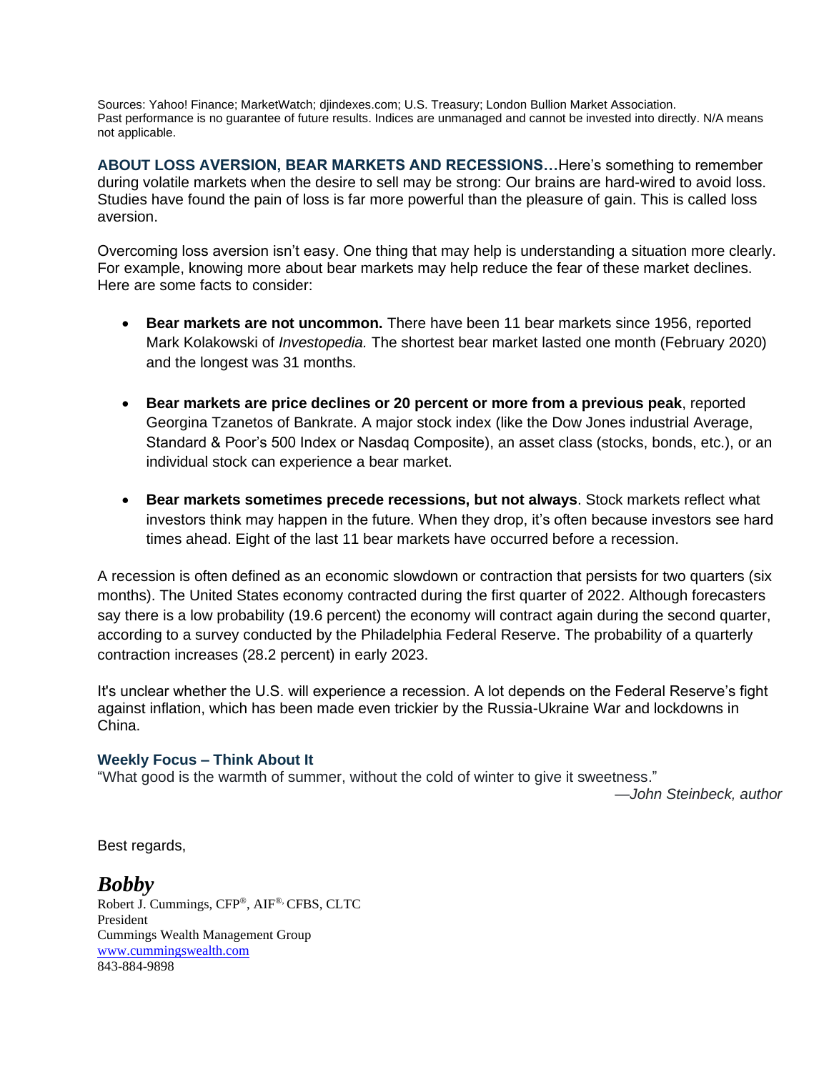Sources: Yahoo! Finance; MarketWatch; djindexes.com; U.S. Treasury; London Bullion Market Association.
Past performance is no guarantee of future results. Indices are unmanaged and cannot be invested into directly. N/A means not applicable.

**ABOUT LOSS AVERSION, BEAR MARKETS AND RECESSIONS…**Here's something to remember during volatile markets when the desire to sell may be strong: Our brains are hard-wired to avoid loss. Studies have found the pain of loss is far more powerful than the pleasure of gain. This is called loss aversion.

Overcoming loss aversion isn't easy. One thing that may help is understanding a situation more clearly. For example, knowing more about bear markets may help reduce the fear of these market declines. Here are some facts to consider:

- **Bear markets are not uncommon.** There have been 11 bear markets since 1956, reported Mark Kolakowski of *Investopedia.* The shortest bear market lasted one month (February 2020) and the longest was 31 months.
- **Bear markets are price declines or 20 percent or more from a previous peak**, reported Georgina Tzanetos of Bankrate. A major stock index (like the Dow Jones industrial Average, Standard & Poor's 500 Index or Nasdaq Composite), an asset class (stocks, bonds, etc.), or an individual stock can experience a bear market.
- **Bear markets sometimes precede recessions, but not always**. Stock markets reflect what investors think may happen in the future. When they drop, it's often because investors see hard times ahead. Eight of the last 11 bear markets have occurred before a recession.

A recession is often defined as an economic slowdown or contraction that persists for two quarters (six months). The United States economy contracted during the first quarter of 2022. Although forecasters say there is a low probability (19.6 percent) the economy will contract again during the second quarter, according to a survey conducted by the Philadelphia Federal Reserve. The probability of a quarterly contraction increases (28.2 percent) in early 2023.

It's unclear whether the U.S. will experience a recession. A lot depends on the Federal Reserve's fight against inflation, which has been made even trickier by the Russia-Ukraine War and lockdowns in China.

**Weekly Focus – Think About It**

"What good is the warmth of summer, without the cold of winter to give it sweetness."

*—John Steinbeck, author*

Best regards,

***Bobby***

Robert J. Cummings, CFP®, AIF®, CFBS, CLTC
President
Cummings Wealth Management Group
www.cummingswealth.com
843-884-9898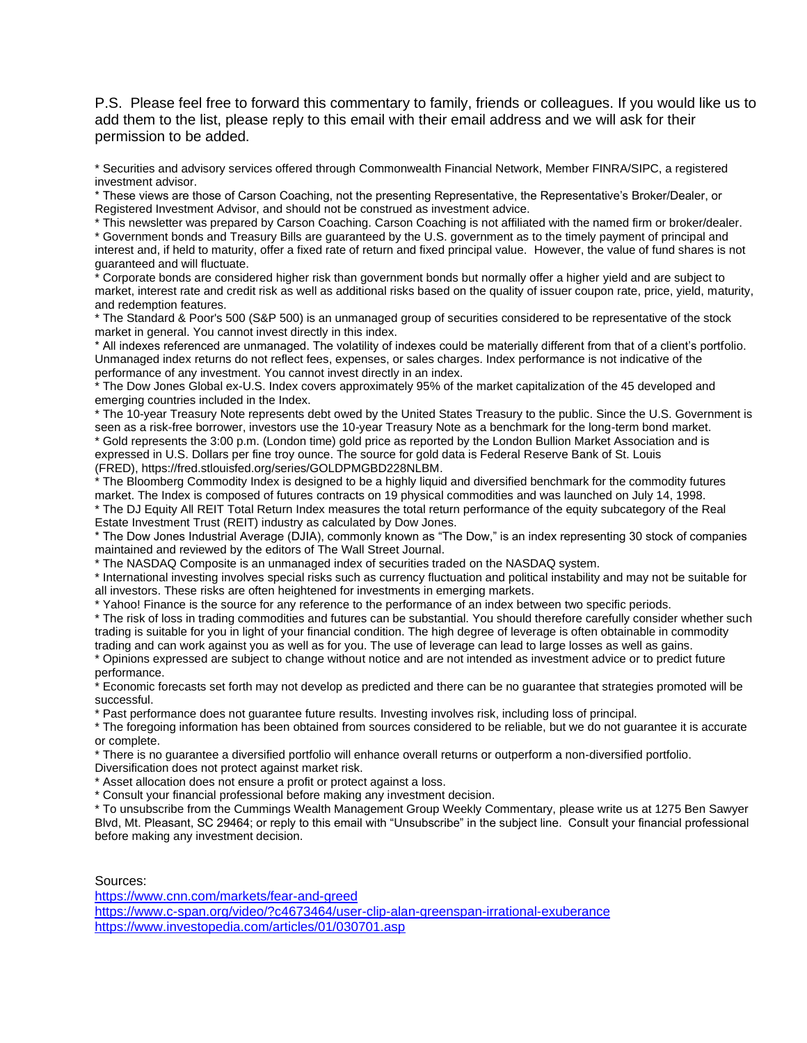P.S. Please feel free to forward this commentary to family, friends or colleagues. If you would like us to add them to the list, please reply to this email with their email address and we will ask for their permission to be added.

* Securities and advisory services offered through Commonwealth Financial Network, Member FINRA/SIPC, a registered investment advisor.
* These views are those of Carson Coaching, not the presenting Representative, the Representative's Broker/Dealer, or Registered Investment Advisor, and should not be construed as investment advice.
* This newsletter was prepared by Carson Coaching. Carson Coaching is not affiliated with the named firm or broker/dealer.
* Government bonds and Treasury Bills are guaranteed by the U.S. government as to the timely payment of principal and interest and, if held to maturity, offer a fixed rate of return and fixed principal value. However, the value of fund shares is not guaranteed and will fluctuate.
* Corporate bonds are considered higher risk than government bonds but normally offer a higher yield and are subject to market, interest rate and credit risk as well as additional risks based on the quality of issuer coupon rate, price, yield, maturity, and redemption features.
* The Standard & Poor's 500 (S&P 500) is an unmanaged group of securities considered to be representative of the stock market in general. You cannot invest directly in this index.
* All indexes referenced are unmanaged. The volatility of indexes could be materially different from that of a client's portfolio. Unmanaged index returns do not reflect fees, expenses, or sales charges. Index performance is not indicative of the performance of any investment. You cannot invest directly in an index.
* The Dow Jones Global ex-U.S. Index covers approximately 95% of the market capitalization of the 45 developed and emerging countries included in the Index.
* The 10-year Treasury Note represents debt owed by the United States Treasury to the public. Since the U.S. Government is seen as a risk-free borrower, investors use the 10-year Treasury Note as a benchmark for the long-term bond market.
* Gold represents the 3:00 p.m. (London time) gold price as reported by the London Bullion Market Association and is expressed in U.S. Dollars per fine troy ounce. The source for gold data is Federal Reserve Bank of St. Louis (FRED), https://fred.stlouisfed.org/series/GOLDPMGBD228NLBM.
* The Bloomberg Commodity Index is designed to be a highly liquid and diversified benchmark for the commodity futures market. The Index is composed of futures contracts on 19 physical commodities and was launched on July 14, 1998.
* The DJ Equity All REIT Total Return Index measures the total return performance of the equity subcategory of the Real Estate Investment Trust (REIT) industry as calculated by Dow Jones.
* The Dow Jones Industrial Average (DJIA), commonly known as "The Dow," is an index representing 30 stock of companies maintained and reviewed by the editors of The Wall Street Journal.
* The NASDAQ Composite is an unmanaged index of securities traded on the NASDAQ system.
* International investing involves special risks such as currency fluctuation and political instability and may not be suitable for all investors. These risks are often heightened for investments in emerging markets.
* Yahoo! Finance is the source for any reference to the performance of an index between two specific periods.
* The risk of loss in trading commodities and futures can be substantial. You should therefore carefully consider whether such trading is suitable for you in light of your financial condition. The high degree of leverage is often obtainable in commodity trading and can work against you as well as for you. The use of leverage can lead to large losses as well as gains.
* Opinions expressed are subject to change without notice and are not intended as investment advice or to predict future performance.
* Economic forecasts set forth may not develop as predicted and there can be no guarantee that strategies promoted will be successful.
* Past performance does not guarantee future results. Investing involves risk, including loss of principal.
* The foregoing information has been obtained from sources considered to be reliable, but we do not guarantee it is accurate or complete.
* There is no guarantee a diversified portfolio will enhance overall returns or outperform a non-diversified portfolio. Diversification does not protect against market risk.
* Asset allocation does not ensure a profit or protect against a loss.
* Consult your financial professional before making any investment decision.
* To unsubscribe from the Cummings Wealth Management Group Weekly Commentary, please write us at 1275 Ben Sawyer Blvd, Mt. Pleasant, SC 29464; or reply to this email with "Unsubscribe" in the subject line. Consult your financial professional before making any investment decision.

Sources:
https://www.cnn.com/markets/fear-and-greed
https://www.c-span.org/video/?c4673464/user-clip-alan-greenspan-irrational-exuberance
https://www.investopedia.com/articles/01/030701.asp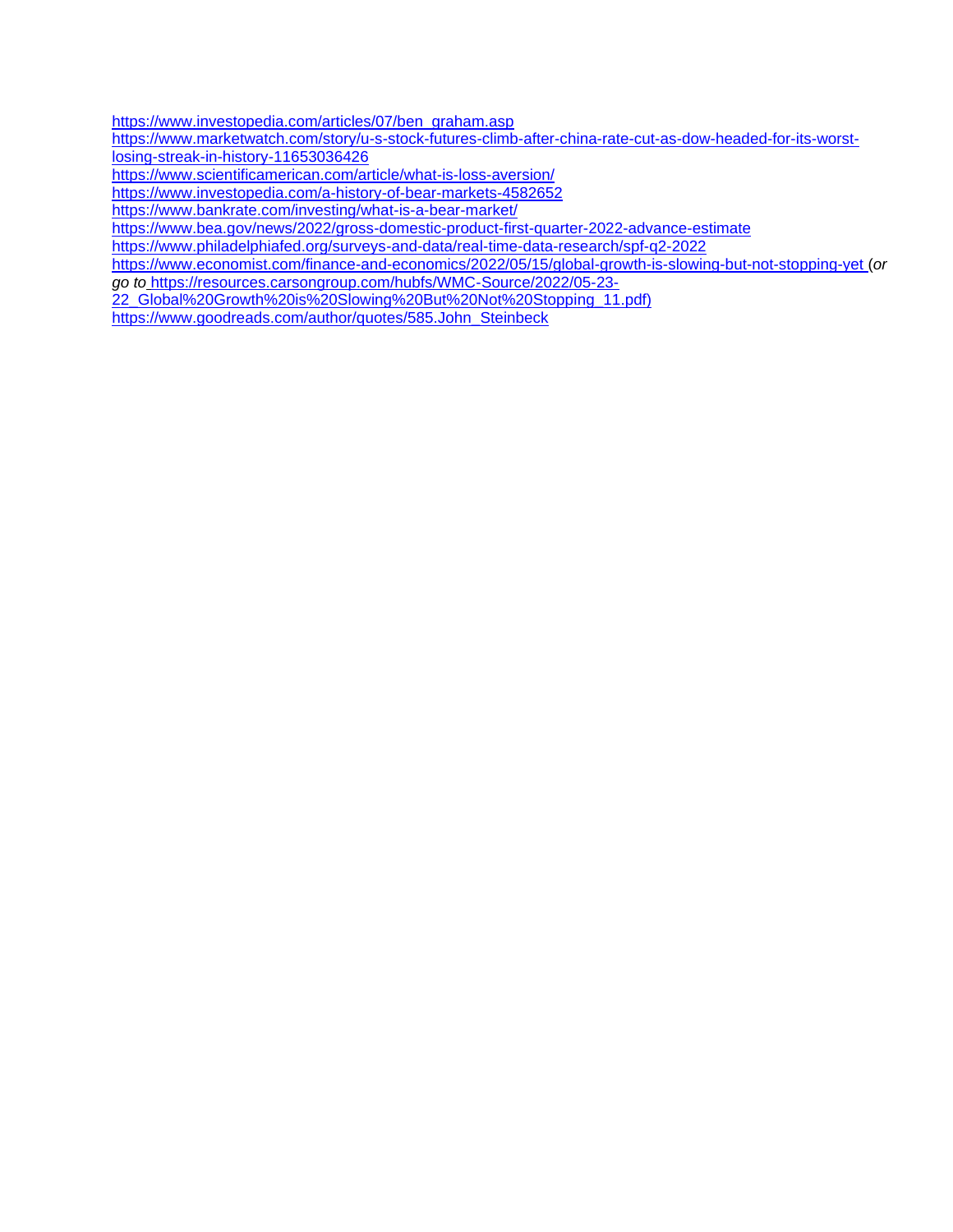https://www.investopedia.com/articles/07/ben_graham.asp
https://www.marketwatch.com/story/u-s-stock-futures-climb-after-china-rate-cut-as-dow-headed-for-its-worst-losing-streak-in-history-11653036426
https://www.scientificamerican.com/article/what-is-loss-aversion/
https://www.investopedia.com/a-history-of-bear-markets-4582652
https://www.bankrate.com/investing/what-is-a-bear-market/
https://www.bea.gov/news/2022/gross-domestic-product-first-quarter-2022-advance-estimate
https://www.philadelphiafed.org/surveys-and-data/real-time-data-research/spf-q2-2022
https://www.economist.com/finance-and-economics/2022/05/15/global-growth-is-slowing-but-not-stopping-yet (*or go to* https://resources.carsongroup.com/hubfs/WMC-Source/2022/05-23-22_Global%20Growth%20is%20Slowing%20But%20Not%20Stopping_11.pdf)
https://www.goodreads.com/author/quotes/585.John_Steinbeck